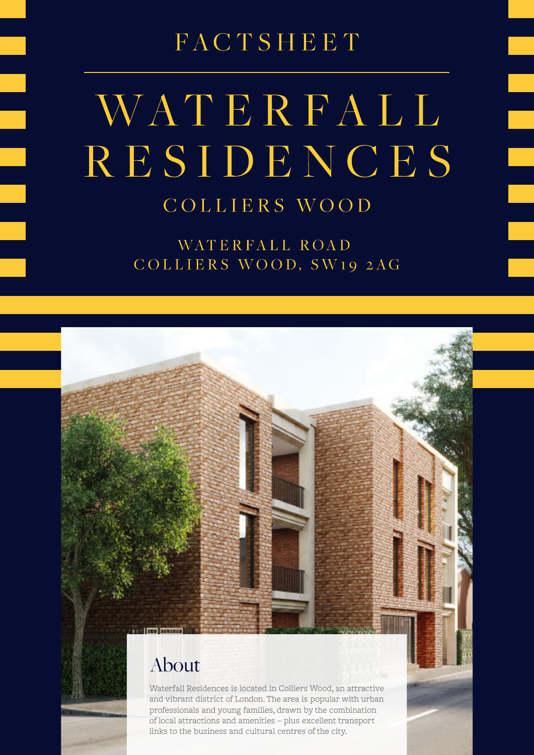FACTSHEET

# WATERFALL RESIDENCES

## COLLIERS WOOD

WATERFALL ROAD
COLLIERS WOOD, SW19 2AG

## About

Waterfall Residences is located in Colliers Wood, an attractive and vibrant district of London. The area is popular with urban professionals and young families, drawn by the combination of local attractions and amenities – plus excellent transport links to the business and cultural centres of the city.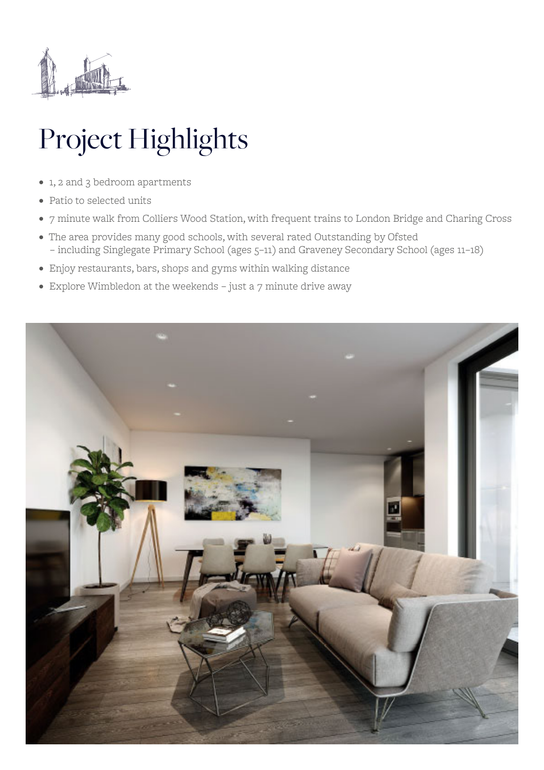# Project Highlights

- 1, 2 and 3 bedroom apartments
- Patio to selected units
- 7 minute walk from Colliers Wood Station, with frequent trains to London Bridge and Charing Cross
- The area provides many good schools, with several rated Outstanding by Ofsted – including Singlegate Primary School (ages 5–11) and Graveney Secondary School (ages 11–18)
- Enjoy restaurants, bars, shops and gyms within walking distance
- Explore Wimbledon at the weekends – just a 7 minute drive away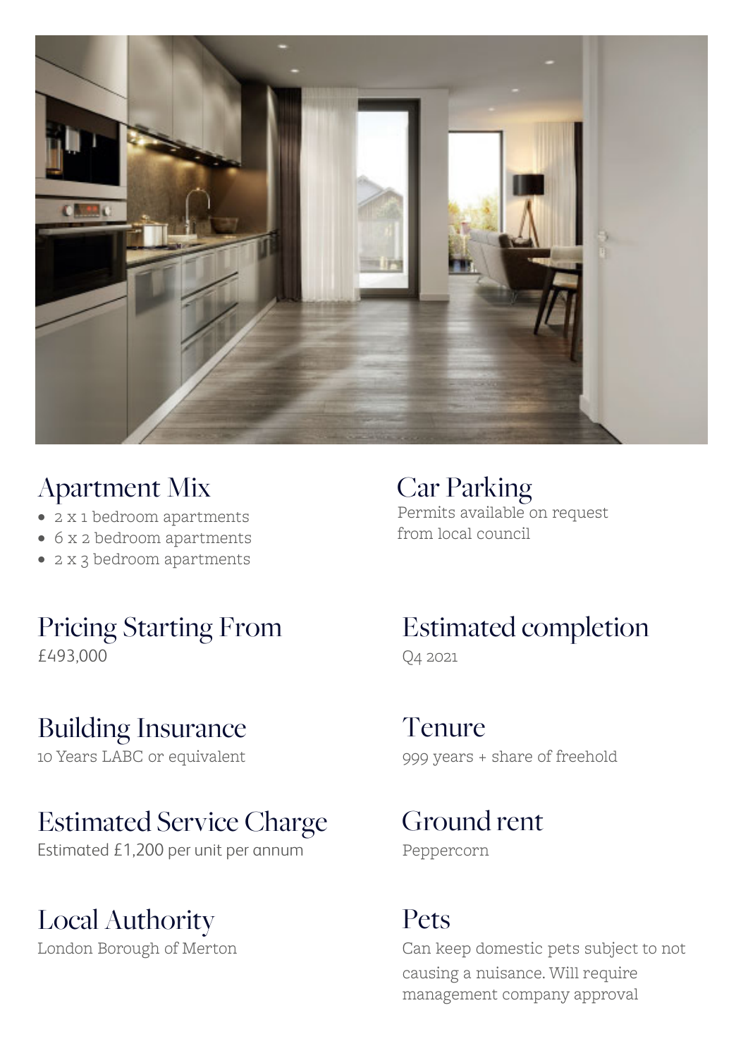## Apartment Mix

- 2 x 1 bedroom apartments
- 6 x 2 bedroom apartments
- 2 x 3 bedroom apartments

## Car Parking

Permits available on request from local council

## Pricing Starting From

£493,000

## Estimated completion

Q4 2021

## Building Insurance

10 Years LABC or equivalent

## Tenure

999 years + share of freehold

## Estimated Service Charge

Estimated £1,200 per unit per annum

## Ground rent

Peppercorn

## Local Authority

London Borough of Merton

## Pets

Can keep domestic pets subject to not causing a nuisance. Will require management company approval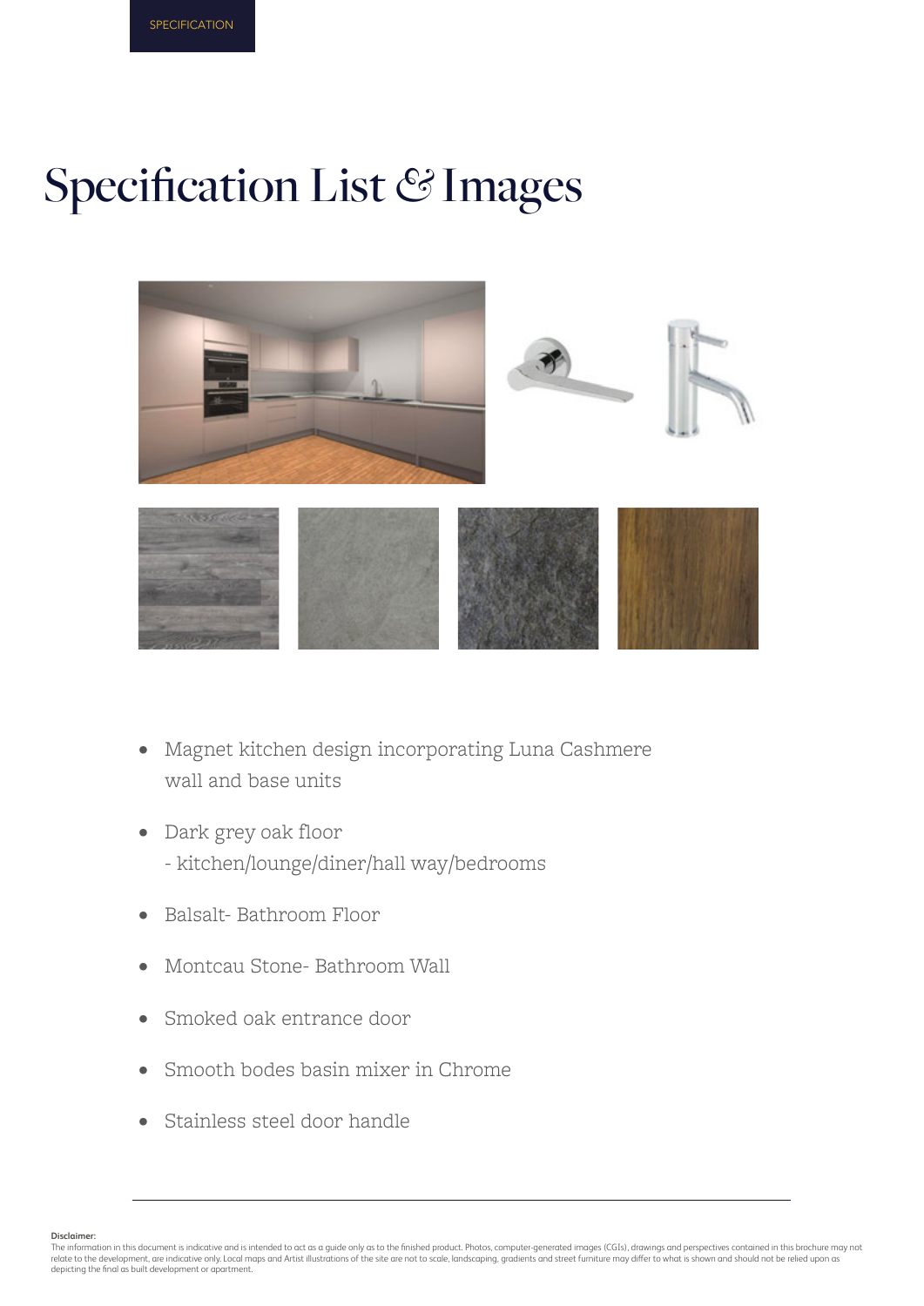# Specification List & Images

- Magnet kitchen design incorporating Luna Cashmere wall and base units
- Dark grey oak floor
  - kitchen/lounge/diner/hall way/bedrooms
- Balsalt- Bathroom Floor
- Montcau Stone- Bathroom Wall
- Smoked oak entrance door
- Smooth bodes basin mixer in Chrome
- Stainless steel door handle

**Disclaimer:**
The information in this document is indicative and is intended to act as a guide only as to the finished product. Photos, computer-generated images (CGIs), drawings and perspectives contained in this brochure may not relate to the development, are indicative only. Local maps and Artist illustrations of the site are not to scale, landscaping, gradients and street furniture may differ to what is shown and should not be relied upon as depicting the final as built development or apartment.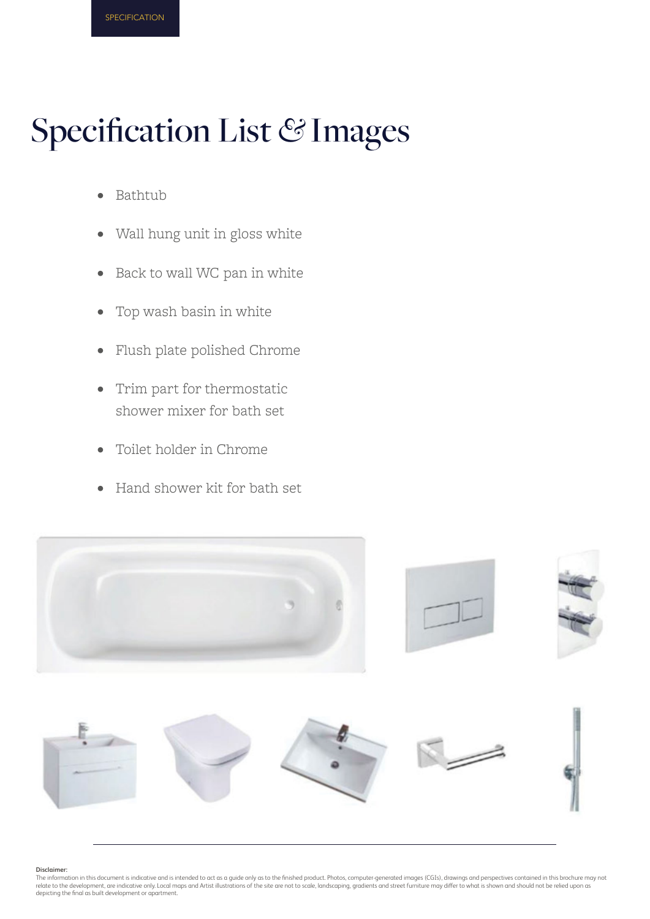SPECIFICATION

# Specification List & Images

- Bathtub
- Wall hung unit in gloss white
- Back to wall WC pan in white
- Top wash basin in white
- Flush plate polished Chrome
- Trim part for thermostatic shower mixer for bath set
- Toilet holder in Chrome
- Hand shower kit for bath set

**Disclaimer:**
The information in this document is indicative and is intended to act as a guide only as to the finished product. Photos, computer-generated images (CGIs), drawings and perspectives contained in this brochure may not relate to the development, are indicative only. Local maps and Artist illustrations of the site are not to scale, landscaping, gradients and street furniture may differ to what is shown and should not be relied upon as depicting the final as built development or apartment.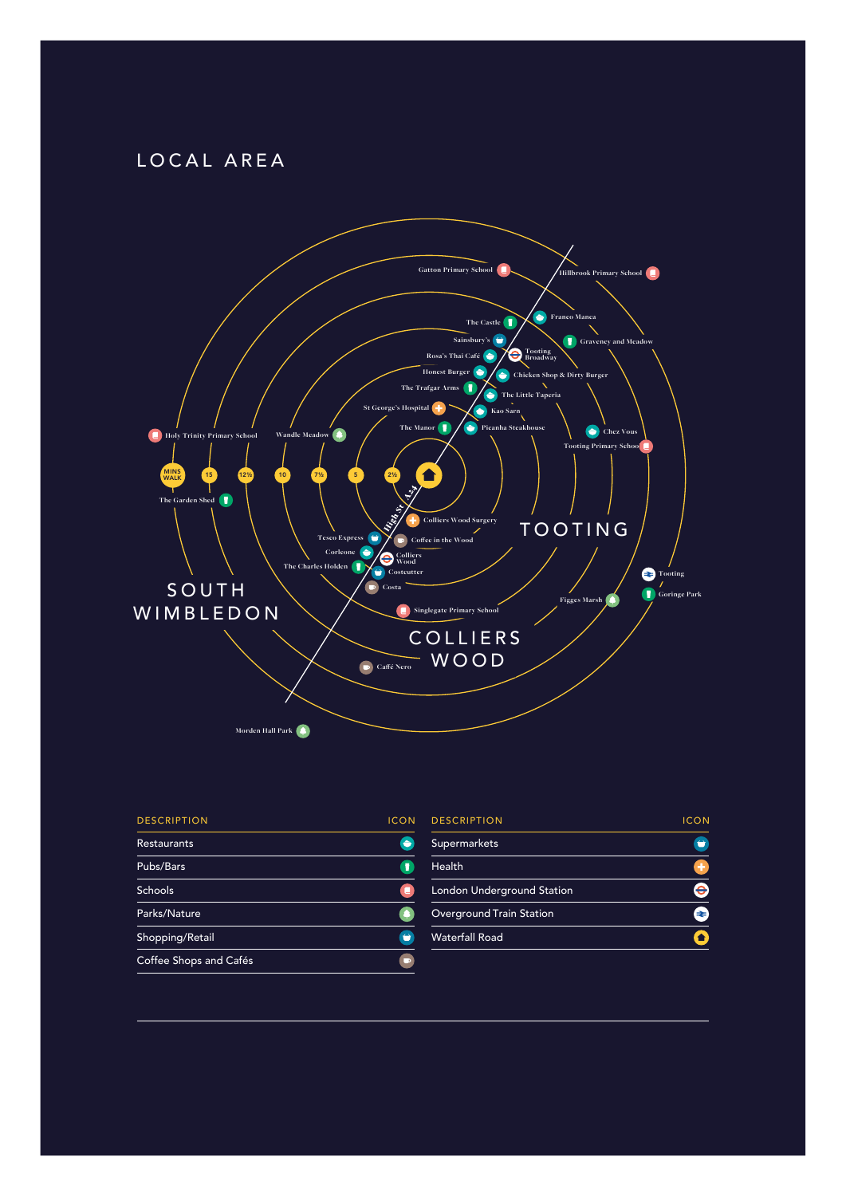# LOCAL AREA

MINS WALK · 2½ · 5 · 7½ · 10 · 12½ · 15

High St A24

SOUTH WIMBLEDON

TOOTING

COLLIERS WOOD

Gatton Primary School

Hillbrook Primary School

Franco Manca

The Castle

Graveney and Meadow

Sainsbury's

Rosa's Thai Café

Tooting Broadway

Honest Burger

Chicken Shop & Dirty Burger

The Trafalgar Arms

The Little Taperia

St George's Hospital

Kao Sarn

The Manor

Picanha Steakhouse

Chez Vous

Holy Trinity Primary School

Wandle Meadow

Tooting Primary School

The Garden Shed

Colliers Wood Surgery

Coffee in the Wood

Tesco Express

Corleone

Colliers Wood

The Charles Holden

Costcutter

Tooting

Costa

Goringe Park

Figges Marsh

Singlegate Primary School

Caffè Nero

Morden Hall Park

| DESCRIPTION | ICON |
|---|---|
| Restaurants | |
| Pubs/Bars | |
| Schools | |
| Parks/Nature | |
| Shopping/Retail | |
| Coffee Shops and Cafés | |

| DESCRIPTION | ICON |
|---|---|
| Supermarkets | |
| Health | |
| London Underground Station | |
| Overground Train Station | |
| Waterfall Road | |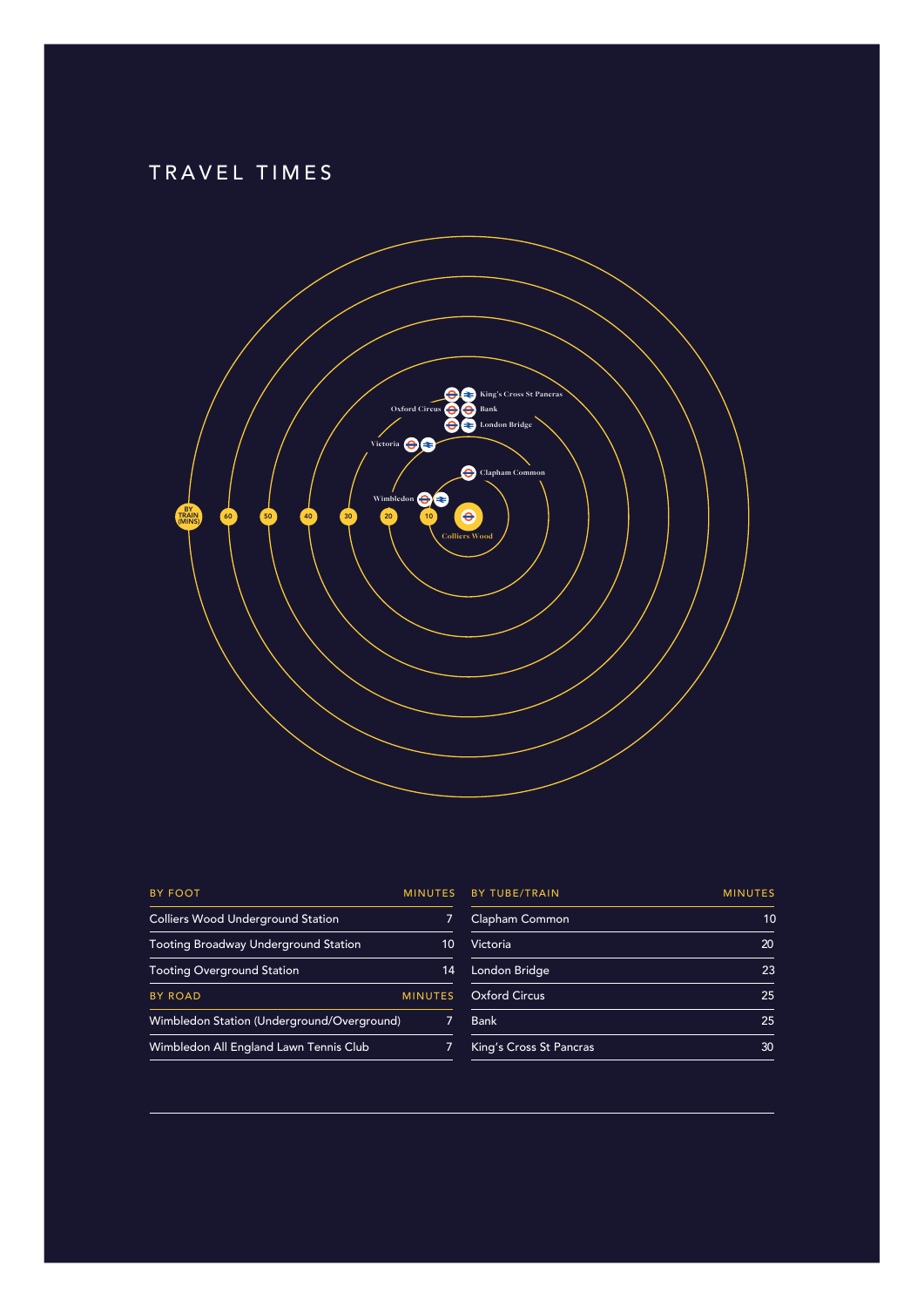# TRAVEL TIMES

| BY FOOT | MINUTES |
|---|---|
| Colliers Wood Underground Station | 7 |
| Tooting Broadway Underground Station | 10 |
| Tooting Overground Station | 14 |

| BY ROAD | MINUTES |
|---|---|
| Wimbledon Station (Underground/Overground) | 7 |
| Wimbledon All England Lawn Tennis Club | 7 |

| BY TUBE/TRAIN | MINUTES |
|---|---|
| Clapham Common | 10 |
| Victoria | 20 |
| London Bridge | 23 |
| Oxford Circus | 25 |
| Bank | 25 |
| King's Cross St Pancras | 30 |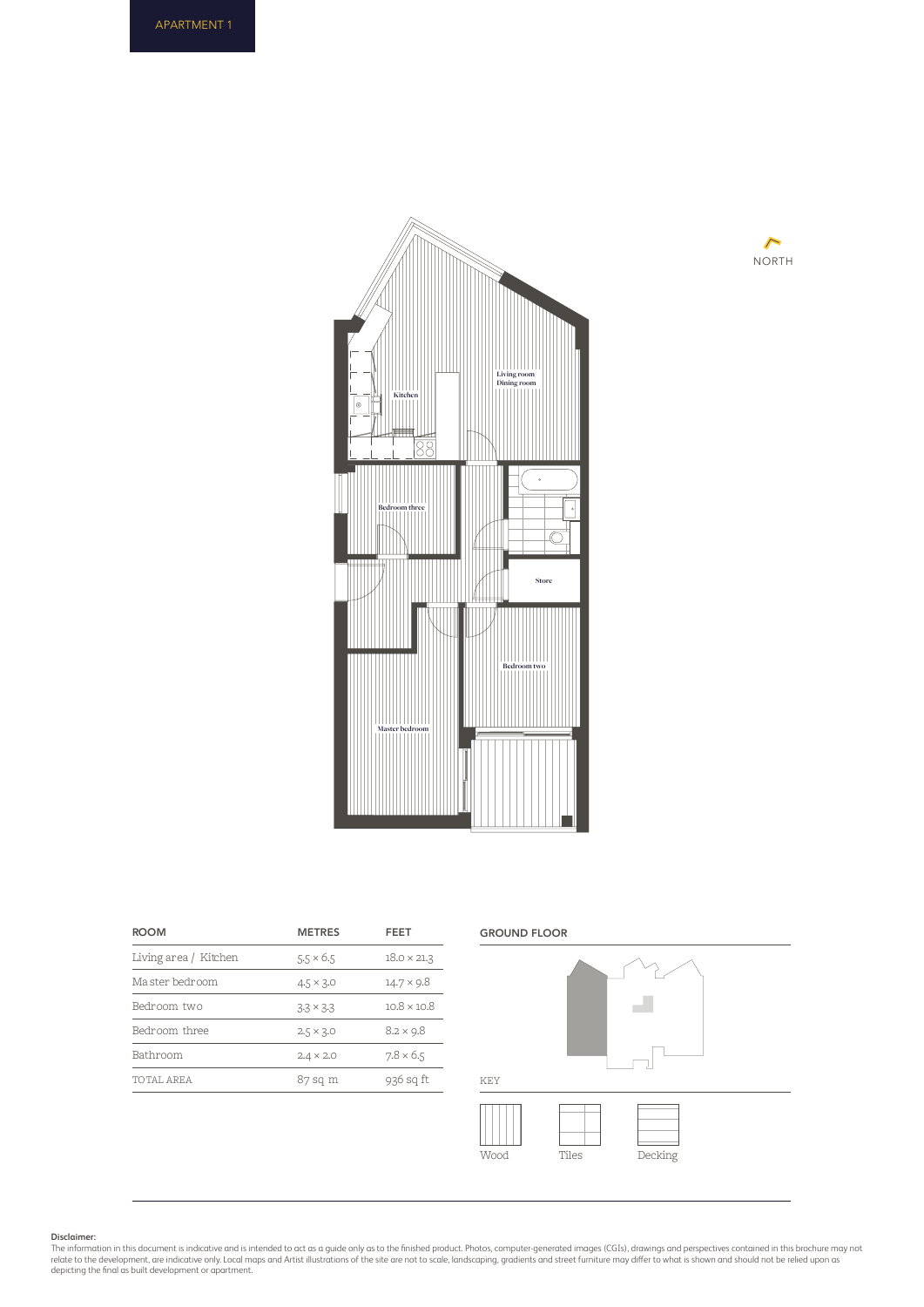APARTMENT 1

Living room
Dining room

Kitchen

Bedroom three

Store

Bedroom two

Master bedroom

NORTH

| ROOM | METRES | FEET |
|---|---|---|
| Living area / Kitchen | 5.5 × 6.5 | 18.0 × 21.3 |
| Master bedroom | 4.5 × 3.0 | 14.7 × 9.8 |
| Bedroom two | 3.3 × 3.3 | 10.8 × 10.8 |
| Bedroom three | 2.5 × 3.0 | 8.2 × 9.8 |
| Bathroom | 2.4 × 2.0 | 7.8 × 6.5 |
| TOTAL AREA | 87 sq m | 936 sq ft |

GROUND FLOOR

KEY

Wood Tiles Decking

**Disclaimer:**
The information in this document is indicative and is intended to act as a guide only as to the finished product. Photos, computer-generated images (CGIs), drawings and perspectives contained in this brochure may not relate to the development, are indicative only. Local maps and Artist illustrations of the site are not to scale, landscaping, gradients and street furniture may differ to what is shown and should not be relied upon as depicting the final as built development or apartment.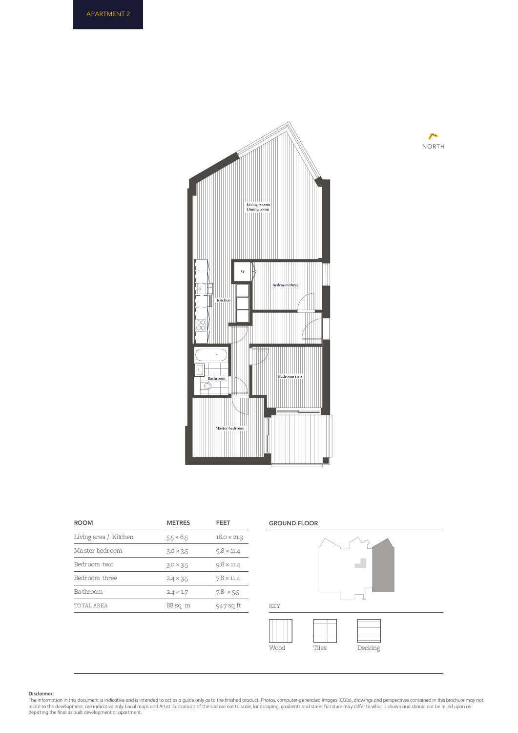APARTMENT 2

Living rooom
Dining room

W

Bedroom three

Kitchen

Bathroom

Bedroom two

Master bedroom

NORTH

| ROOM | METRES | FEET |
|---|---|---|
| Living area / Kitchen | 5.5 × 6.5 | 18.0 × 21.3 |
| Master bedroom | 3.0 × 3.5 | 9.8 × 11.4 |
| Bedroom two | 3.0 × 3.5 | 9.8 × 11.4 |
| Bedroom three | 2.4 × 3.5 | 7.8 × 11.4 |
| Bathroom | 2.4 × 1.7 | 7.8 × 5.5 |
| TOTAL AREA | 88 sq m | 947 sq ft |

GROUND FLOOR

KEY

Wood

Tiles

Decking

**Disclaimer:**
The information in this document is indicative and is intended to act as a guide only as to the finished product. Photos, computer-generated images (CGIs), drawings and perspectives contained in this brochure may not relate to the development, are indicative only. Local maps and Artist illustrations of the site are not to scale, landscaping, gradients and street furniture may differ to what is shown and should not be relied upon as depicting the final as built development or apartment.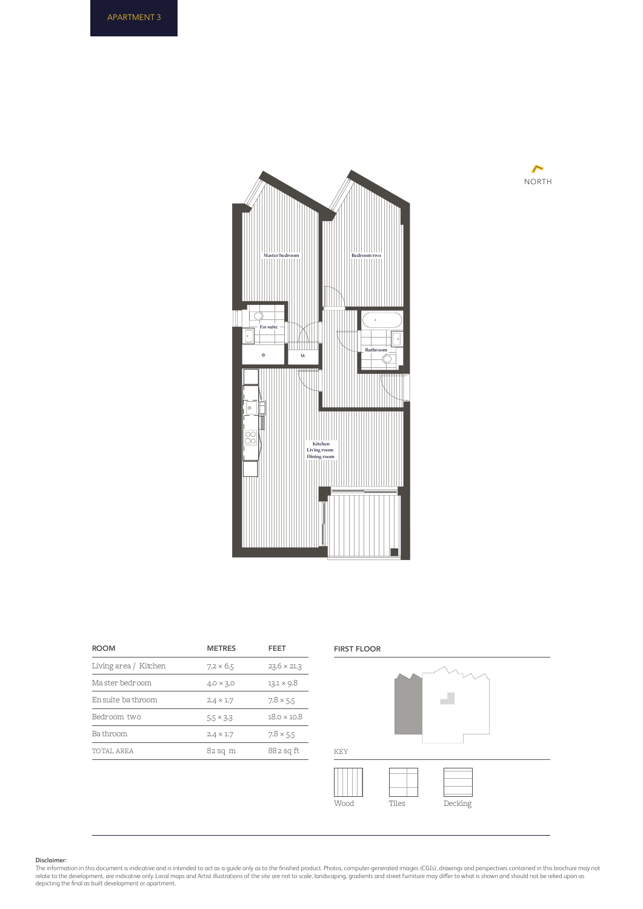APARTMENT 3

Master bedroom

Bedroom two

En-suite

W

Bathroom

Kitchen
Living room
Dining room

NORTH

| ROOM | METRES | FEET |
|---|---|---|
| Living area / Kitchen | 7.2 × 6.5 | 23.6 × 21.3 |
| Master bedroom | 4.0 × 3.0 | 13.1 × 9.8 |
| En suite bathroom | 2.4 × 1.7 | 7.8 × 5.5 |
| Bedroom two | 5.5 × 3.3 | 18.0 × 10.8 |
| Bathroom | 2.4 × 1.7 | 7.8 × 5.5 |
| TOTAL AREA | 82 sq m | 882 sq ft |

FIRST FLOOR

KEY

Wood

Tiles

Decking

**Disclaimer:**
The information in this document is indicative and is intended to act as a guide only as to the finished product. Photos, computer-generated images (CGIs), drawings and perspectives contained in this brochure may not relate to the development, are indicative only. Local maps and Artist illustrations of the site are not to scale, landscaping, gradients and street furniture may differ to what is shown and should not be relied upon as depicting the final as built development or apartment.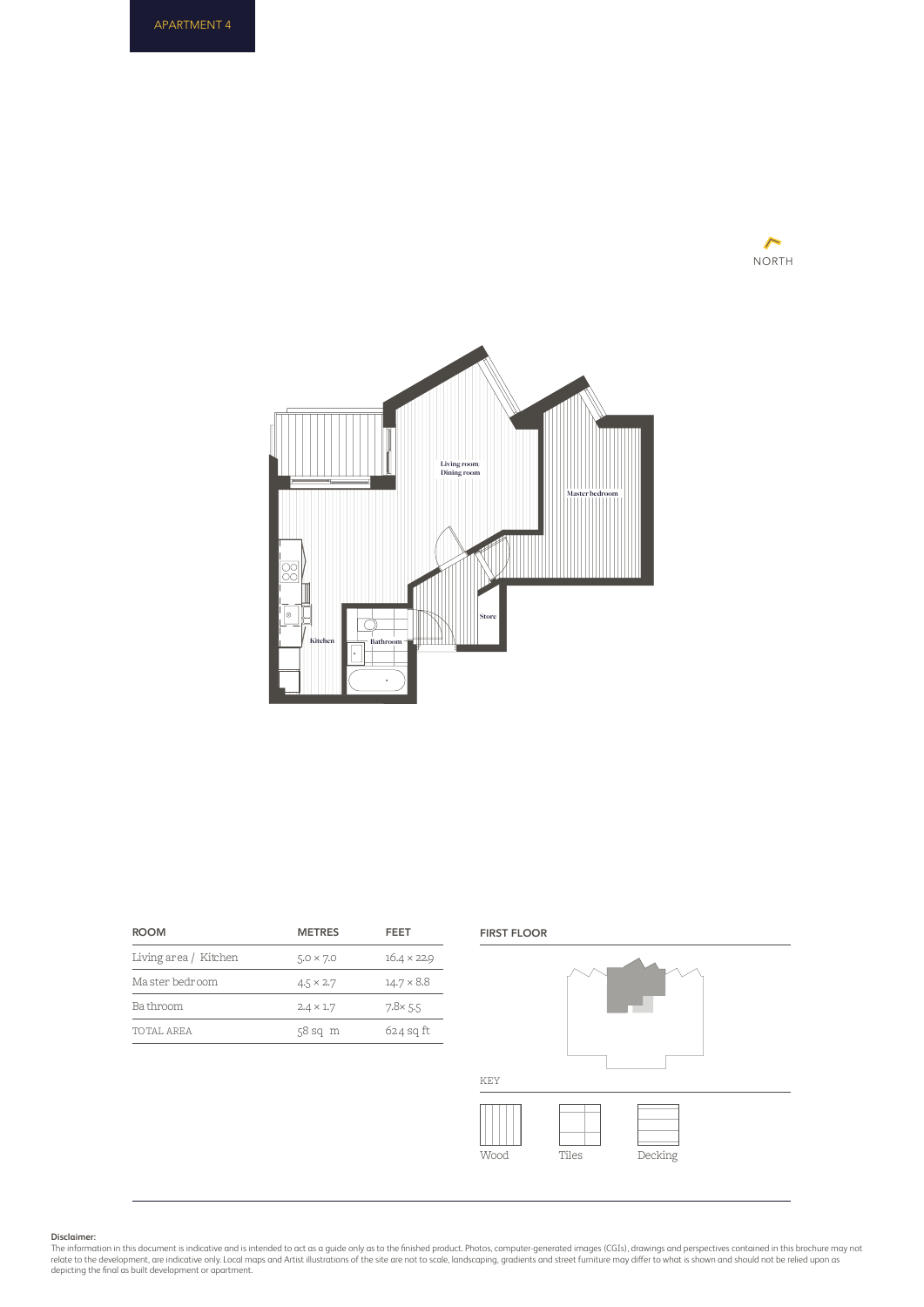APARTMENT 4

NORTH

Living room
Dining room

Master bedroom

Store

Kitchen

Bathroom

| ROOM | METRES | FEET |
| --- | --- | --- |
| Living area / Kitchen | 5.0 × 7.0 | 16.4 × 22.9 |
| Master bedroom | 4.5 × 2.7 | 14.7 × 8.8 |
| Bathroom | 2.4 × 1.7 | 7.8× 5.5 |
| TOTAL AREA | 58 sq m | 624 sq ft |

FIRST FLOOR

KEY

Wood Tiles Decking

**Disclaimer:**
The information in this document is indicative and is intended to act as a guide only as to the finished product. Photos, computer-generated images (CGIs), drawings and perspectives contained in this brochure may not relate to the development, are indicative only. Local maps and Artist illustrations of the site are not to scale, landscaping, gradients and street furniture may differ to what is shown and should not be relied upon as depicting the final as built development or apartment.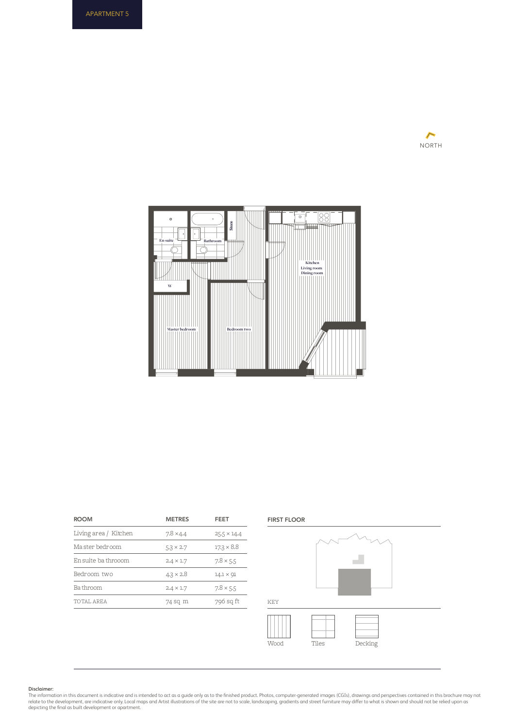APARTMENT 5

NORTH

En-suite

Bathroom

Store

W

Kitchen
Living room
Dining room

Master bedroom

Bedroom two

| ROOM | METRES | FEET |
|---|---|---|
| Living area / Kitchen | 7.8 ×4.4 | 25.5 × 14.4 |
| Ma ster bedr oom | 5.3 × 2.7 | 17.3 × 8.8 |
| En suite ba throom | 2.4 × 1.7 | 7.8 × 5.5 |
| Bedroom two | 4.3 × 2.8 | 14.1 × 9.1 |
| Ba throom | 2.4 × 1.7 | 7.8 × 5.5 |
| TOTAL AREA | 74 sq m | 796 sq ft |

FIRST FLOOR

KEY

Wood

Tiles

Decking

**Disclaimer:**
The information in this document is indicative and is intended to act as a guide only as to the finished product. Photos, computer-generated images (CGIs), drawings and perspectives contained in this brochure may not relate to the development, are indicative only. Local maps and Artist illustrations of the site are not to scale, landscaping, gradients and street furniture may differ to what is shown and should not be relied upon as depicting the final as built development or apartment.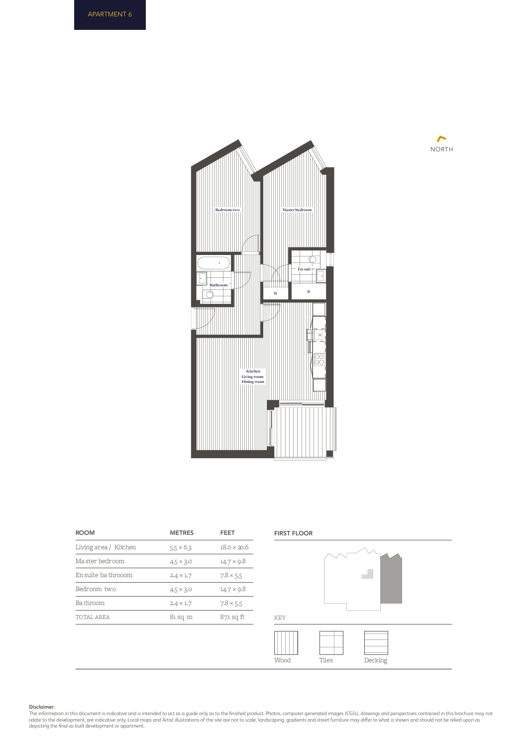# APARTMENT 6

Bedroom two

Master bedroom

En-suite

Bathroom

W

Kitchen
Living room
Dining room

NORTH

| ROOM | METRES | FEET |
| --- | --- | --- |
| Living area / Kitchen | 5.5 × 6.3 | 18.0 × 20.6 |
| Master bedroom | 4.5 × 3.0 | 14.7 × 9.8 |
| En suite bathrooom | 2.4 × 1.7 | 7.8 × 5.5 |
| Bedroom two | 4.5 × 3.0 | 14.7 × 9.8 |
| Bathroom | 2.4 × 1.7 | 7.8 × 5.5 |
| TOTAL AREA | 81 sq m | 871 sq ft |

## FIRST FLOOR

KEY

Wood

Tiles

Decking

**Disclaimer:**
The information in this document is indicative and is intended to act as a guide only as to the finished product. Photos, computer-generated images (CGIs), drawings and perspectives contained in this brochure may not relate to the development, are indicative only. Local maps and Artist illustrations of the site are not to scale, landscaping, gradients and street furniture may differ to what is shown and should not be relied upon as depicting the final as built development or apartment.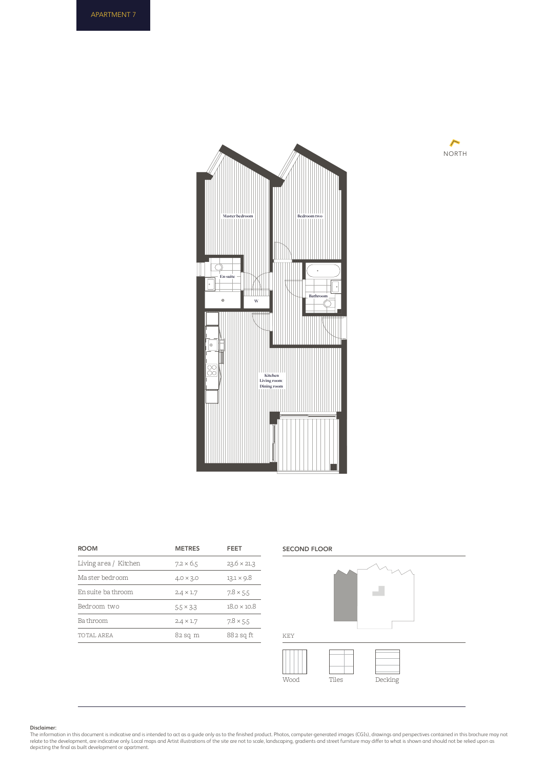APARTMENT 7

NORTH

Master bedroom

Bedroom two

En-suite

W

Bathroom

Kitchen
Living room
Dining room

| ROOM | METRES | FEET |
|---|---|---|
| Living area / Kitchen | 7.2 × 6.5 | 23.6 × 21.3 |
| Master bedroom | 4.0 × 3.0 | 13.1 × 9.8 |
| En suite bathroom | 2.4 × 1.7 | 7.8 × 5.5 |
| Bedroom two | 5.5 × 3.3 | 18.0 × 10.8 |
| Bathroom | 2.4 × 1.7 | 7.8 × 5.5 |
| TOTAL AREA | 82 sq m | 882 sq ft |

SECOND FLOOR

KEY

Wood

Tiles

Decking

**Disclaimer:**
The information in this document is indicative and is intended to act as a guide only as to the finished product. Photos, computer-generated images (CGIs), drawings and perspectives contained in this brochure may not relate to the development, are indicative only. Local maps and Artist illustrations of the site are not to scale, landscaping, gradients and street furniture may differ to what is shown and should not be relied upon as depicting the final as built development or apartment.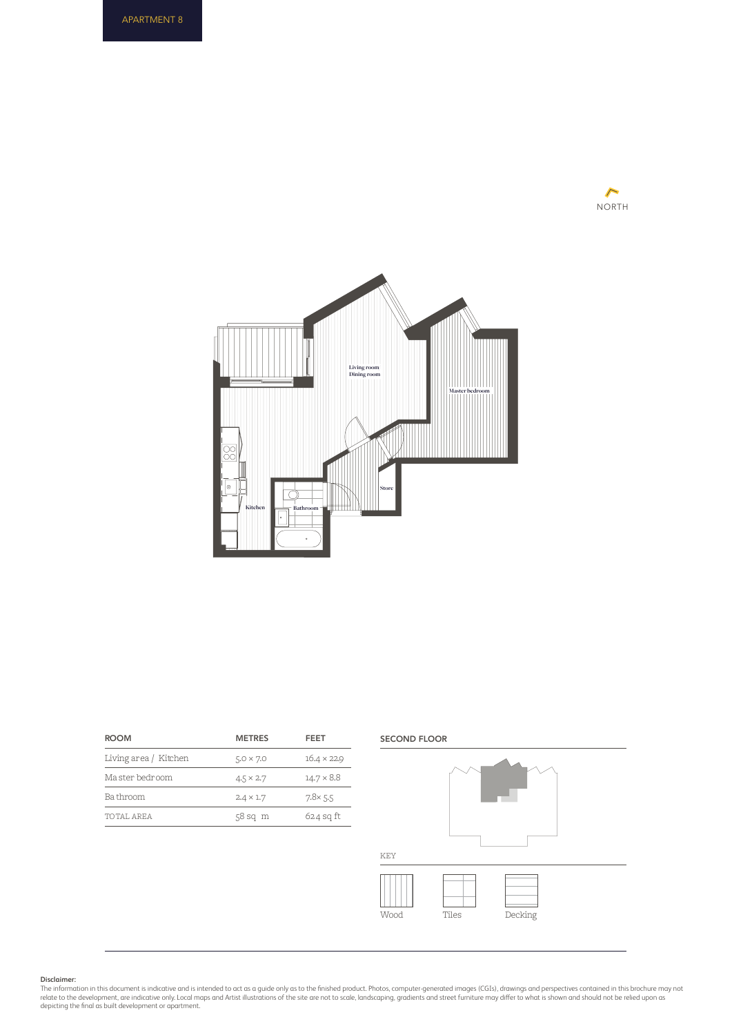APARTMENT 8

NORTH

Living room
Dining room

Master bedroom

Store

Kitchen

Bathroom

| ROOM | METRES | FEET |
| --- | --- | --- |
| Living area / Kitchen | 5.0 × 7.0 | 16.4 × 22.9 |
| Master bedroom | 4.5 × 2.7 | 14.7 × 8.8 |
| Bathroom | 2.4 × 1.7 | 7.8× 5.5 |
| TOTAL AREA | 58 sq m | 624 sq ft |

SECOND FLOOR

KEY

Wood

Tiles

Decking

**Disclaimer:**
The information in this document is indicative and is intended to act as a guide only as to the finished product. Photos, computer-generated images (CGIs), drawings and perspectives contained in this brochure may not relate to the development, are indicative only. Local maps and Artist illustrations of the site are not to scale, landscaping, gradients and street furniture may differ to what is shown and should not be relied upon as depicting the final as built development or apartment.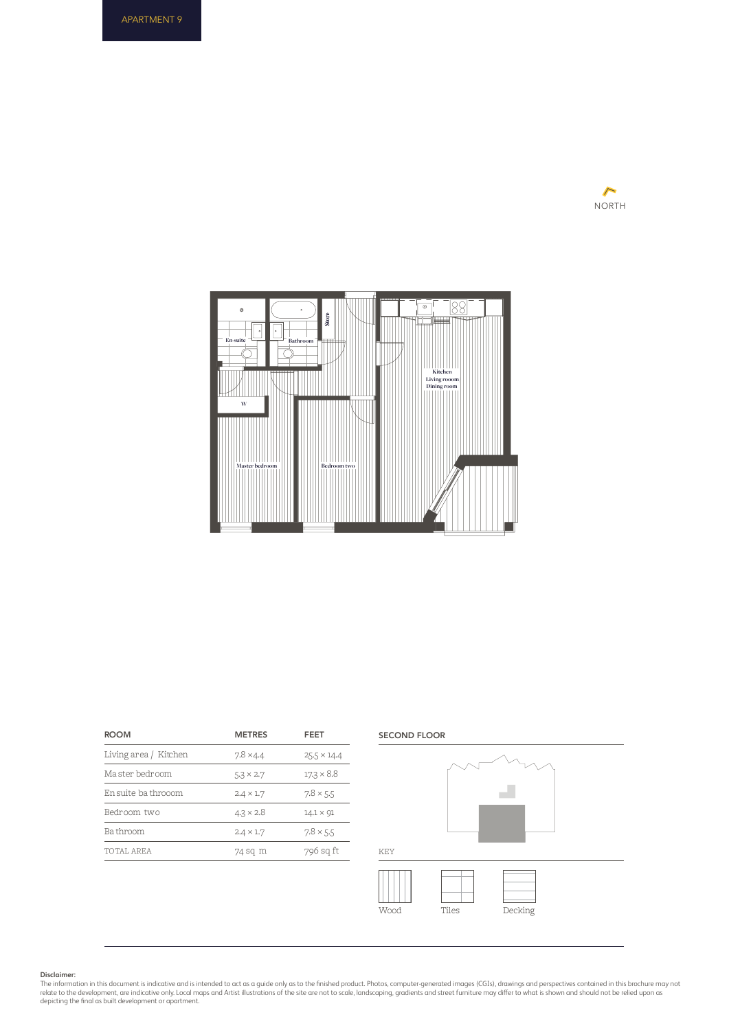APARTMENT 9

NORTH

En-suite

Bathroom

Store

Kitchen
Living rooom
Dining room

W

Master bedroom

Bedroom two

| ROOM | METRES | FEET |
|---|---|---|
| Living area / Kitchen | 7.8 ×4.4 | 25.5 × 14.4 |
| Master bedroom | 5.3 × 2.7 | 17.3 × 8.8 |
| Ensuite bathrooom | 2.4 × 1.7 | 7.8 × 5.5 |
| Bedroom two | 4.3 × 2.8 | 14.1 × 9.1 |
| Bathroom | 2.4 × 1.7 | 7.8 × 5.5 |
| TOTAL AREA | 74 sq m | 796 sq ft |

SECOND FLOOR

KEY

Wood

Tiles

Decking

**Disclaimer:**
The information in this document is indicative and is intended to act as a guide only as to the finished product. Photos, computer-generated images (CGIs), drawings and perspectives contained in this brochure may not relate to the development, are indicative only. Local maps and Artist illustrations of the site are not to scale, landscaping, gradients and street furniture may differ to what is shown and should not be relied upon as depicting the final as built development or apartment.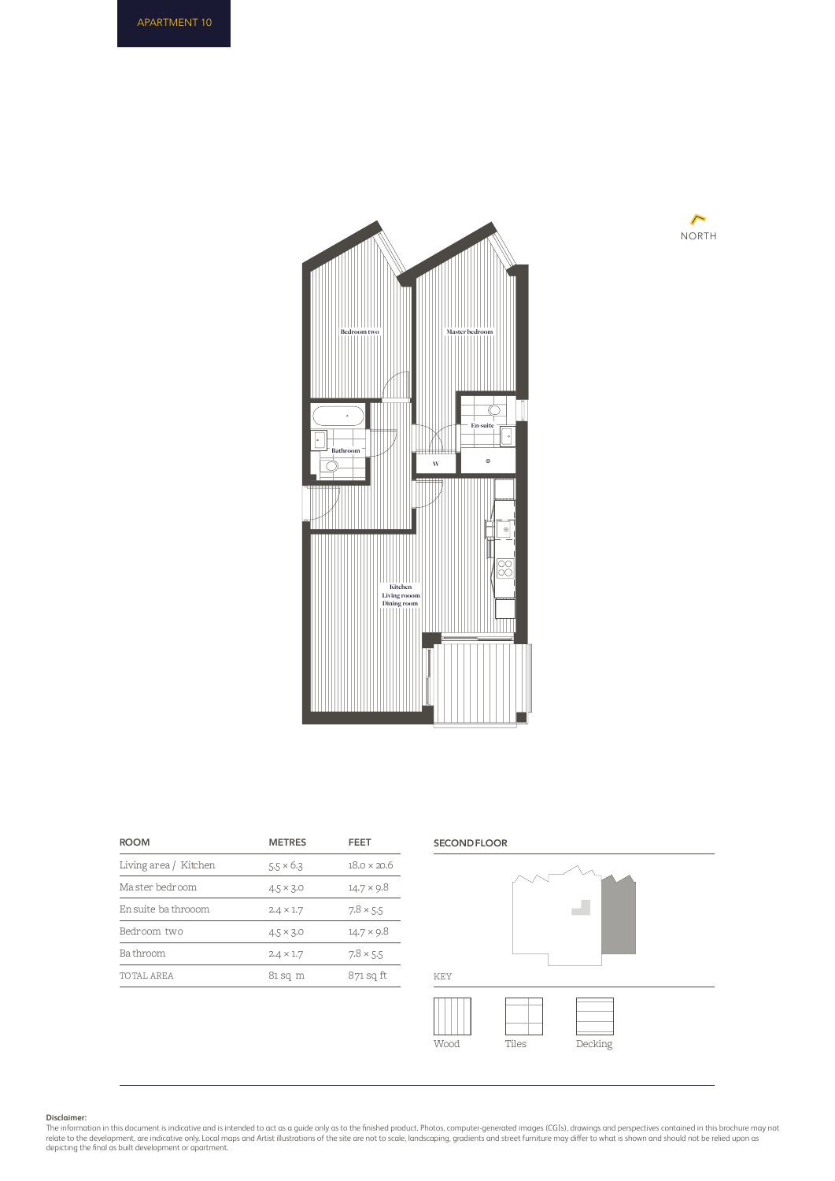APARTMENT 10

Bedroom two

Master bedroom

En-suite

Bathroom

W

Kitchen
Living rooom
Dining room

NORTH

| ROOM | METRES | FEET |
|---|---|---|
| Living area / Kitchen | 5.5 × 6.3 | 18.0 × 20.6 |
| Master bedroom | 4.5 × 3.0 | 14.7 × 9.8 |
| En suite bathrooom | 2.4 × 1.7 | 7.8 × 5.5 |
| Bedroom two | 4.5 × 3.0 | 14.7 × 9.8 |
| Bathroom | 2.4 × 1.7 | 7.8 × 5.5 |
| TOTAL AREA | 81 sq m | 871 sq ft |

SECOND FLOOR

KEY

Wood

Tiles

Decking

**Disclaimer:**
The information in this document is indicative and is intended to act as a guide only as to the finished product. Photos, computer-generated images (CGIs), drawings and perspectives contained in this brochure may not relate to the development, are indicative only. Local maps and Artist illustrations of the site are not to scale, landscaping, gradients and street furniture may differ to what is shown and should not be relied upon as depicting the final as built development or apartment.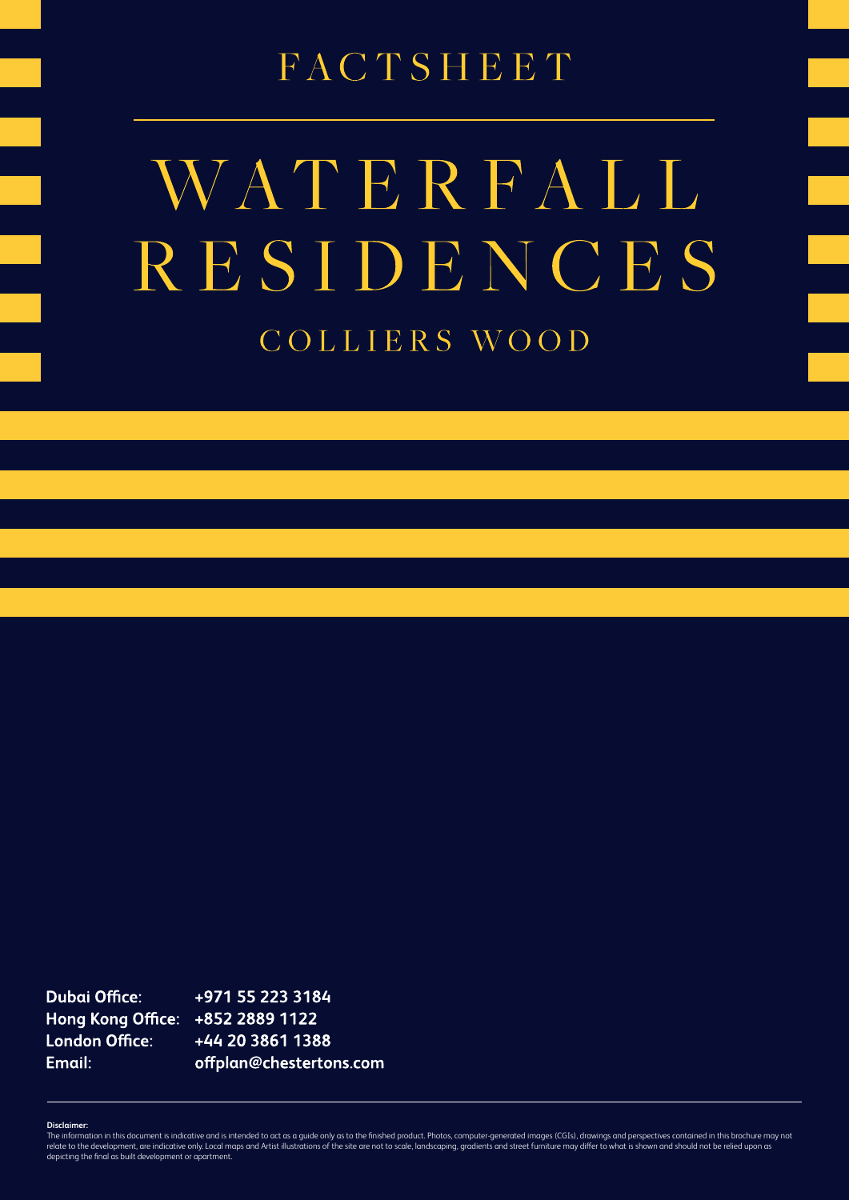FACTSHEET

# WATERFALL RESIDENCES

## COLLIERS WOOD

**Dubai Office**: **+971 55 223 3184**
**Hong Kong Office**: **+852 2889 1122**
**London Office**: **+44 20 3861 1388**
**Email**: **offplan@chestertons.com**

**Disclaimer:**
The information in this document is indicative and is intended to act as a guide only as to the finished product. Photos, computer-generated images (CGIs), drawings and perspectives contained in this brochure may not relate to the development, are indicative only. Local maps and Artist illustrations of the site are not to scale, landscaping, gradients and street furniture may differ to what is shown and should not be relied upon as depicting the final as built development or apartment.